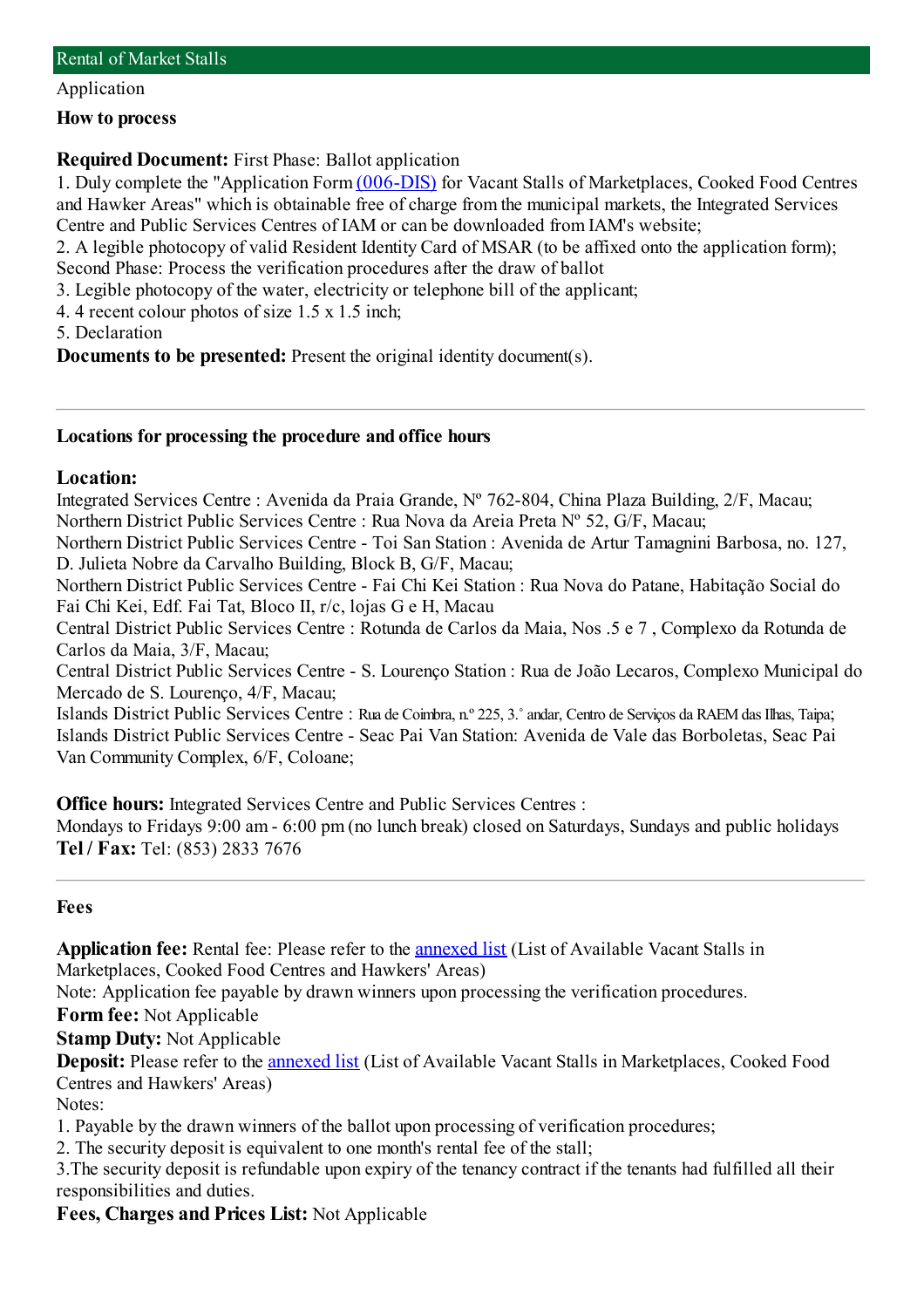## Rental of Market Stalls

Application

### How to process

**Required Document:** First Phase: Ballot application

1. Duly complete the "Application Form (006-DIS) for Vacant Stalls of Marketplaces, Cooked Food Centres and Hawker Areas" which is obtainable free of charge from the municipal markets, the Integrated Services Centre and Public Services Centres of IAM or can be downloaded from IAM's website;
2. A legible photocopy of valid Resident Identity Card of MSAR (to be affixed onto the application form);

Second Phase: Process the verification procedures after the draw of ballot

3. Legible photocopy of the water, electricity or telephone bill of the applicant;
4. 4 recent colour photos of size 1.5 x 1.5 inch;
5. Declaration

**Documents to be presented:** Present the original identity document(s).

---

### Locations for processing the procedure and office hours

**Location:**

Integrated Services Centre : Avenida da Praia Grande, Nº 762-804, China Plaza Building, 2/F, Macau;
Northern District Public Services Centre : Rua Nova da Areia Preta Nº 52, G/F, Macau;
Northern District Public Services Centre - Toi San Station : Avenida de Artur Tamagnini Barbosa, no. 127, D. Julieta Nobre da Carvalho Building, Block B, G/F, Macau;
Northern District Public Services Centre - Fai Chi Kei Station : Rua Nova do Patane, Habitação Social do Fai Chi Kei, Edf. Fai Tat, Bloco II, r/c, lojas G e H, Macau
Central District Public Services Centre : Rotunda de Carlos da Maia, Nos .5 e 7 , Complexo da Rotunda de Carlos da Maia, 3/F, Macau;
Central District Public Services Centre - S. Lourenço Station : Rua de João Lecaros, Complexo Municipal do Mercado de S. Lourenço, 4/F, Macau;
Islands District Public Services Centre : Rua de Coimbra, n.º 225, 3.˚ andar, Centro de Serviços da RAEM das Ilhas, Taipa;
Islands District Public Services Centre - Seac Pai Van Station: Avenida de Vale das Borboletas, Seac Pai Van Community Complex, 6/F, Coloane;

**Office hours:** Integrated Services Centre and Public Services Centres :
Mondays to Fridays 9:00 am - 6:00 pm (no lunch break) closed on Saturdays, Sundays and public holidays

**Tel / Fax:** Tel: (853) 2833 7676

---

### Fees

**Application fee:** Rental fee: Please refer to the annexed list (List of Available Vacant Stalls in Marketplaces, Cooked Food Centres and Hawkers' Areas)
Note: Application fee payable by drawn winners upon processing the verification procedures.

**Form fee:** Not Applicable

**Stamp Duty:** Not Applicable

**Deposit:** Please refer to the annexed list (List of Available Vacant Stalls in Marketplaces, Cooked Food Centres and Hawkers' Areas)
Notes:
1. Payable by the drawn winners of the ballot upon processing of verification procedures;
2. The security deposit is equivalent to one month's rental fee of the stall;
3. The security deposit is refundable upon expiry of the tenancy contract if the tenants had fulfilled all their responsibilities and duties.

**Fees, Charges and Prices List:** Not Applicable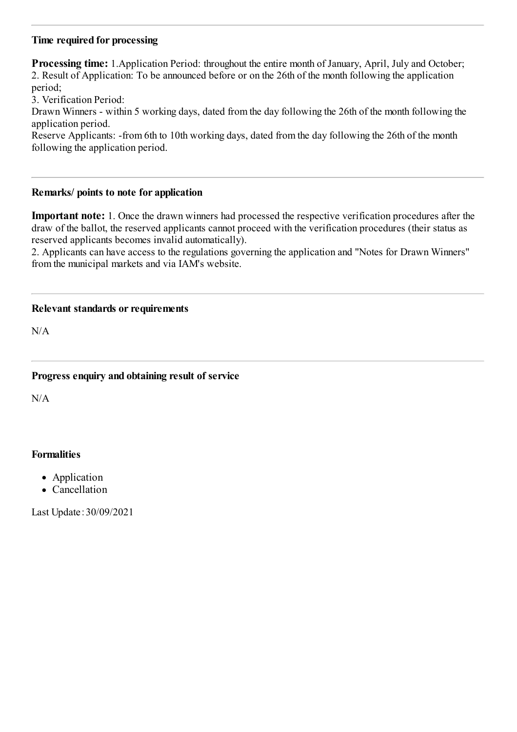---

### Time required for processing

**Processing time:** 1.Application Period: throughout the entire month of January, April, July and October;
2. Result of Application: To be announced before or on the 26th of the month following the application period;
3. Verification Period:
Drawn Winners - within 5 working days, dated from the day following the 26th of the month following the application period.
Reserve Applicants: -from 6th to 10th working days, dated from the day following the 26th of the month following the application period.

---

### Remarks/ points to note for application

**Important note:** 1. Once the drawn winners had processed the respective verification procedures after the draw of the ballot, the reserved applicants cannot proceed with the verification procedures (their status as reserved applicants becomes invalid automatically).
2. Applicants can have access to the regulations governing the application and "Notes for Drawn Winners" from the municipal markets and via IAM's website.

---

### Relevant standards or requirements

N/A

---

### Progress enquiry and obtaining result of service

N/A

### Formalities

- Application
- Cancellation

Last Update: 30/09/2021